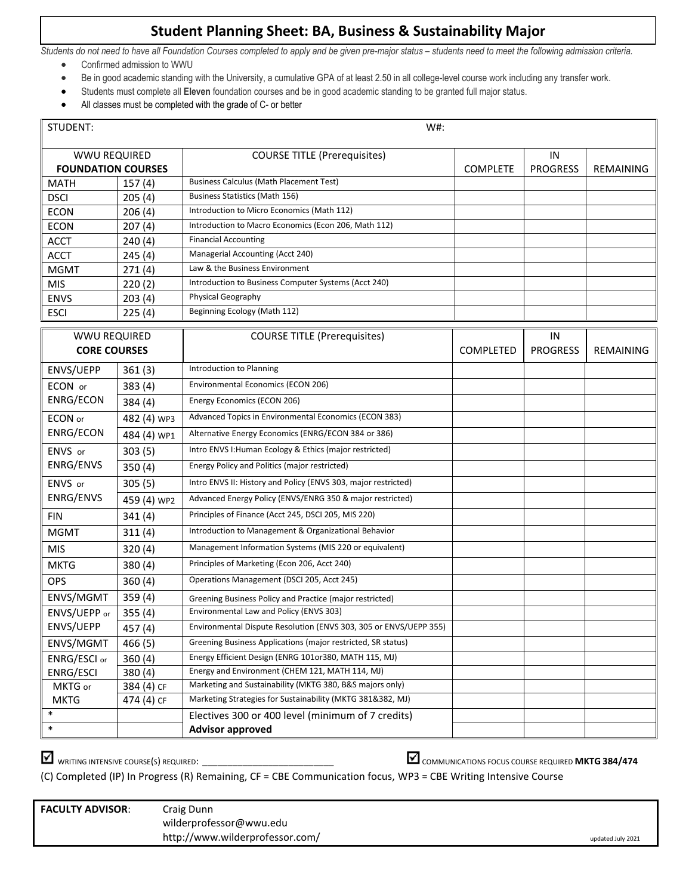# Student Planning Sheet: BA, Business & Sustainability Major

*Students do not need to have all Foundation Courses completed to apply and be given pre-major status – students need to meet the following admission criteria.*

- Confirmed admission to WWU
- Be in good academic standing with the University, a cumulative GPA of at least 2.50 in all college-level course work including any transfer work.
- Students must complete all **Eleven** foundation courses and be in good academic standing to be granted full major status.
- All classes must be completed with the grade of C- or better

STUDENT: W#:

| WWU REQUIRED FOUNDATION COURSES | | COURSE TITLE (Prerequisites) | COMPLETE | IN PROGRESS | REMAINING |
|---|---|---|---|---|---|
| MATH | 157 (4) | Business Calculus (Math Placement Test) | | | |
| DSCI | 205 (4) | Business Statistics (Math 156) | | | |
| ECON | 206 (4) | Introduction to Micro Economics (Math 112) | | | |
| ECON | 207 (4) | Introduction to Macro Economics (Econ 206, Math 112) | | | |
| ACCT | 240 (4) | Financial Accounting | | | |
| ACCT | 245 (4) | Managerial Accounting (Acct 240) | | | |
| MGMT | 271 (4) | Law & the Business Environment | | | |
| MIS | 220 (2) | Introduction to Business Computer Systems (Acct 240) | | | |
| ENVS | 203 (4) | Physical Geography | | | |
| ESCI | 225 (4) | Beginning Ecology (Math 112) | | | |

| WWU REQUIRED CORE COURSES | | COURSE TITLE (Prerequisites) | COMPLETED | IN PROGRESS | REMAINING |
|---|---|---|---|---|---|
| ENVS/UEPP | 361 (3) | Introduction to Planning | | | |
| ECON or | 383 (4) | Environmental Economics (ECON 206) | | | |
| ENRG/ECON | 384 (4) | Energy Economics (ECON 206) | | | |
| ECON or | 482 (4) WP3 | Advanced Topics in Environmental Economics (ECON 383) | | | |
| ENRG/ECON | 484 (4) WP1 | Alternative Energy Economics (ENRG/ECON 384 or 386) | | | |
| ENVS or | 303 (5) | Intro ENVS I:Human Ecology & Ethics (major restricted) | | | |
| ENRG/ENVS | 350 (4) | Energy Policy and Politics (major restricted) | | | |
| ENVS or | 305 (5) | Intro ENVS II: History and Policy (ENVS 303, major restricted) | | | |
| ENRG/ENVS | 459 (4) WP2 | Advanced Energy Policy (ENVS/ENRG 350 & major restricted) | | | |
| FIN | 341 (4) | Principles of Finance (Acct 245, DSCI 205, MIS 220) | | | |
| MGMT | 311 (4) | Introduction to Management & Organizational Behavior | | | |
| MIS | 320 (4) | Management Information Systems (MIS 220 or equivalent) | | | |
| MKTG | 380 (4) | Principles of Marketing (Econ 206, Acct 240) | | | |
| OPS | 360 (4) | Operations Management (DSCI 205, Acct 245) | | | |
| ENVS/MGMT | 359 (4) | Greening Business Policy and Practice (major restricted) | | | |
| ENVS/UEPP or | 355 (4) | Environmental Law and Policy (ENVS 303) | | | |
| ENVS/UEPP | 457 (4) | Environmental Dispute Resolution (ENVS 303, 305 or ENVS/UEPP 355) | | | |
| ENVS/MGMT | 466 (5) | Greening Business Applications (major restricted, SR status) | | | |
| ENRG/ESCI or | 360 (4) | Energy Efficient Design (ENRG 101or380, MATH 115, MJ) | | | |
| ENRG/ESCI | 380 (4) | Energy and Environment (CHEM 121, MATH 114, MJ) | | | |
| MKTG or | 384 (4) CF | Marketing and Sustainability (MKTG 380, B&S majors only) | | | |
| MKTG | 474 (4) CF | Marketing Strategies for Sustainability (MKTG 381&382, MJ) | | | |
| * | | Electives 300 or 400 level (minimum of 7 credits) | | | |
| * | | **Advisor approved** | | | |

☑ WRITING INTENSIVE COURSE(S) REQUIRED: ___________________________ ☑ COMMUNICATIONS FOCUS COURSE REQUIRED **MKTG 384/474**

(C) Completed (IP) In Progress (R) Remaining, CF = CBE Communication focus, WP3 = CBE Writing Intensive Course

**FACULTY ADVISOR**: Craig Dunn
wilderprofessor@wwu.edu
http://www.wilderprofessor.com/

updated July 2021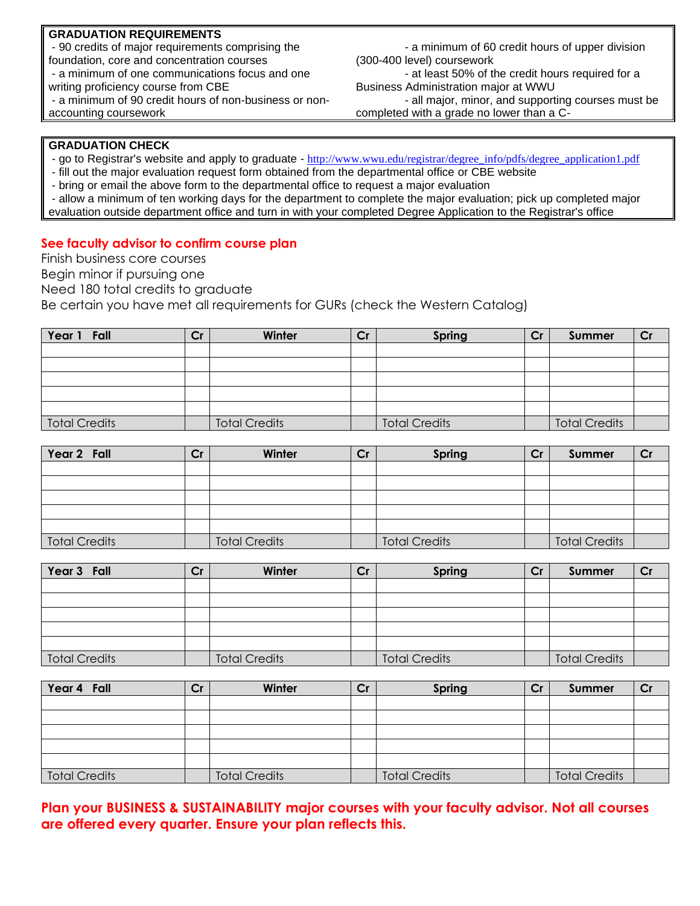**GRADUATION REQUIREMENTS**

- 90 credits of major requirements comprising the foundation, core and concentration courses
- a minimum of one communications focus and one writing proficiency course from CBE
- a minimum of 90 credit hours of non-business or non-accounting coursework
- a minimum of 60 credit hours of upper division (300-400 level) coursework
- at least 50% of the credit hours required for a Business Administration major at WWU
- all major, minor, and supporting courses must be completed with a grade no lower than a C-

**GRADUATION CHECK**

- go to Registrar's website and apply to graduate - http://www.wwu.edu/registrar/degree_info/pdfs/degree_application1.pdf
- fill out the major evaluation request form obtained from the departmental office or CBE website
- bring or email the above form to the departmental office to request a major evaluation
- allow a minimum of ten working days for the department to complete the major evaluation; pick up completed major evaluation outside department office and turn in with your completed Degree Application to the Registrar's office

**See faculty advisor to confirm course plan**

Finish business core courses
Begin minor if pursuing one
Need 180 total credits to graduate
Be certain you have met all requirements for GURs (check the Western Catalog)

| Year 1 Fall | Cr | Winter | Cr | Spring | Cr | Summer | Cr |
|---|---|---|---|---|---|---|---|
| | | | | | | | |
| | | | | | | | |
| | | | | | | | |
| | | | | | | | |
| | | | | | | | |
| Total Credits | | Total Credits | | Total Credits | | Total Credits | |

| Year 2 Fall | Cr | Winter | Cr | Spring | Cr | Summer | Cr |
|---|---|---|---|---|---|---|---|
| | | | | | | | |
| | | | | | | | |
| | | | | | | | |
| | | | | | | | |
| | | | | | | | |
| Total Credits | | Total Credits | | Total Credits | | Total Credits | |

| Year 3 Fall | Cr | Winter | Cr | Spring | Cr | Summer | Cr |
|---|---|---|---|---|---|---|---|
| | | | | | | | |
| | | | | | | | |
| | | | | | | | |
| | | | | | | | |
| | | | | | | | |
| Total Credits | | Total Credits | | Total Credits | | Total Credits | |

| Year 4 Fall | Cr | Winter | Cr | Spring | Cr | Summer | Cr |
|---|---|---|---|---|---|---|---|
| | | | | | | | |
| | | | | | | | |
| | | | | | | | |
| | | | | | | | |
| | | | | | | | |
| Total Credits | | Total Credits | | Total Credits | | Total Credits | |

**Plan your BUSINESS & SUSTAINABILITY major courses with your faculty advisor. Not all courses are offered every quarter. Ensure your plan reflects this.**